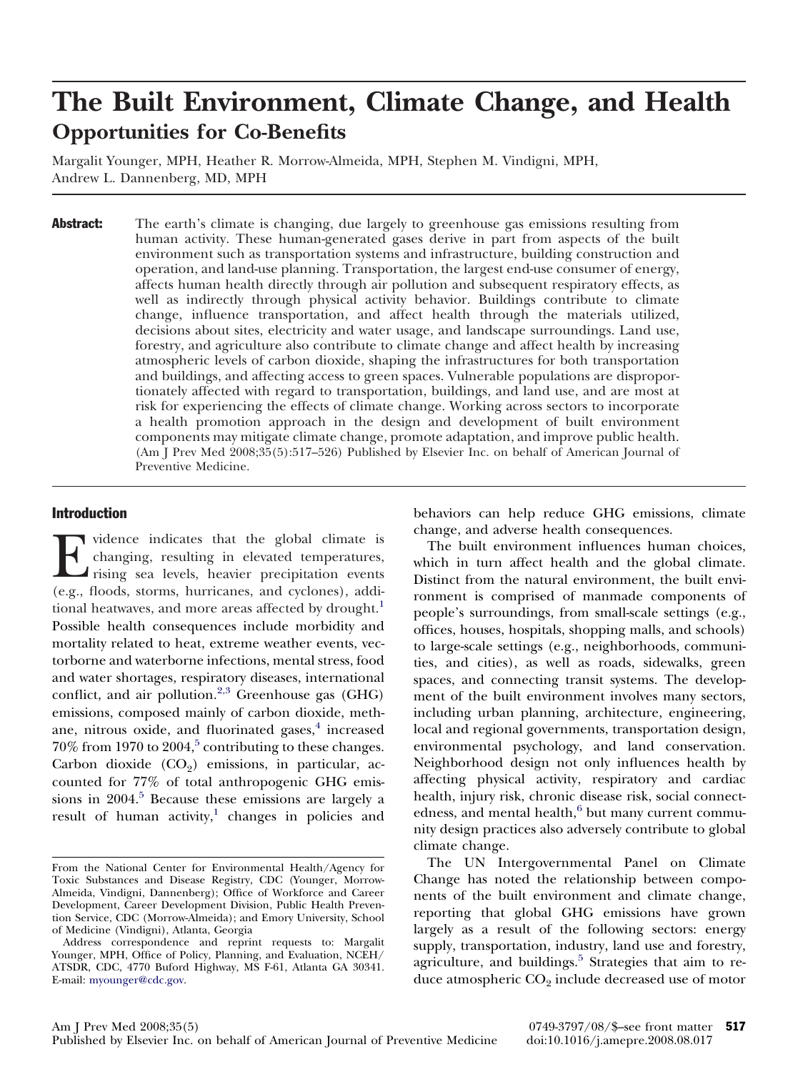# The Built Environment, Climate Change, and Health

## Opportunities for Co-Benefits

Margalit Younger, MPH, Heather R. Morrow-Almeida, MPH, Stephen M. Vindigni, MPH, Andrew L. Dannenberg, MD, MPH

**Abstract:** The earth's climate is changing, due largely to greenhouse gas emissions resulting from human activity. These human-generated gases derive in part from aspects of the built environment such as transportation systems and infrastructure, building construction and operation, and land-use planning. Transportation, the largest end-use consumer of energy, affects human health directly through air pollution and subsequent respiratory effects, as well as indirectly through physical activity behavior. Buildings contribute to climate change, influence transportation, and affect health through the materials utilized, decisions about sites, electricity and water usage, and landscape surroundings. Land use, forestry, and agriculture also contribute to climate change and affect health by increasing atmospheric levels of carbon dioxide, shaping the infrastructures for both transportation and buildings, and affecting access to green spaces. Vulnerable populations are disproportionately affected with regard to transportation, buildings, and land use, and are most at risk for experiencing the effects of climate change. Working across sectors to incorporate a health promotion approach in the design and development of built environment components may mitigate climate change, promote adaptation, and improve public health. (Am J Prev Med 2008;35(5):517–526) Published by Elsevier Inc. on behalf of American Journal of Preventive Medicine.

## Introduction

Evidence indicates that the global climate is changing, resulting in elevated temperatures, rising sea levels, heavier precipitation events (e.g., floods, storms, hurricanes, and cyclones), additional heatwaves, and more areas affected by drought.[1] Possible health consequences include morbidity and mortality related to heat, extreme weather events, vectorborne and waterborne infections, mental stress, food and water shortages, respiratory diseases, international conflict, and air pollution.[2,3] Greenhouse gas (GHG) emissions, composed mainly of carbon dioxide, methane, nitrous oxide, and fluorinated gases,[4] increased 70% from 1970 to 2004,[5] contributing to these changes. Carbon dioxide ($CO_2$) emissions, in particular, accounted for 77% of total anthropogenic GHG emissions in 2004.[5] Because these emissions are largely a result of human activity,[1] changes in policies and behaviors can help reduce GHG emissions, climate change, and adverse health consequences.

The built environment influences human choices, which in turn affect health and the global climate. Distinct from the natural environment, the built environment is comprised of manmade components of people's surroundings, from small-scale settings (e.g., offices, houses, hospitals, shopping malls, and schools) to large-scale settings (e.g., neighborhoods, communities, and cities), as well as roads, sidewalks, green spaces, and connecting transit systems. The development of the built environment involves many sectors, including urban planning, architecture, engineering, local and regional governments, transportation design, environmental psychology, and land conservation. Neighborhood design not only influences health by affecting physical activity, respiratory and cardiac health, injury risk, chronic disease risk, social connectedness, and mental health,[6] but many current community design practices also adversely contribute to global climate change.

The UN Intergovernmental Panel on Climate Change has noted the relationship between components of the built environment and climate change, reporting that global GHG emissions have grown largely as a result of the following sectors: energy supply, transportation, industry, land use and forestry, agriculture, and buildings.[5] Strategies that aim to reduce atmospheric $CO_2$ include decreased use of motor

From the National Center for Environmental Health/Agency for Toxic Substances and Disease Registry, CDC (Younger, Morrow-Almeida, Vindigni, Dannenberg); Office of Workforce and Career Development, Career Development Division, Public Health Prevention Service, CDC (Morrow-Almeida); and Emory University, School of Medicine (Vindigni), Atlanta, Georgia

Address correspondence and reprint requests to: Margalit Younger, MPH, Office of Policy, Planning, and Evaluation, NCEH/ATSDR, CDC, 4770 Buford Highway, MS F-61, Atlanta GA 30341. E-mail: myounger@cdc.gov.

0749-3797/08/$–see front matter doi:10.1016/j.amepre.2008.08.017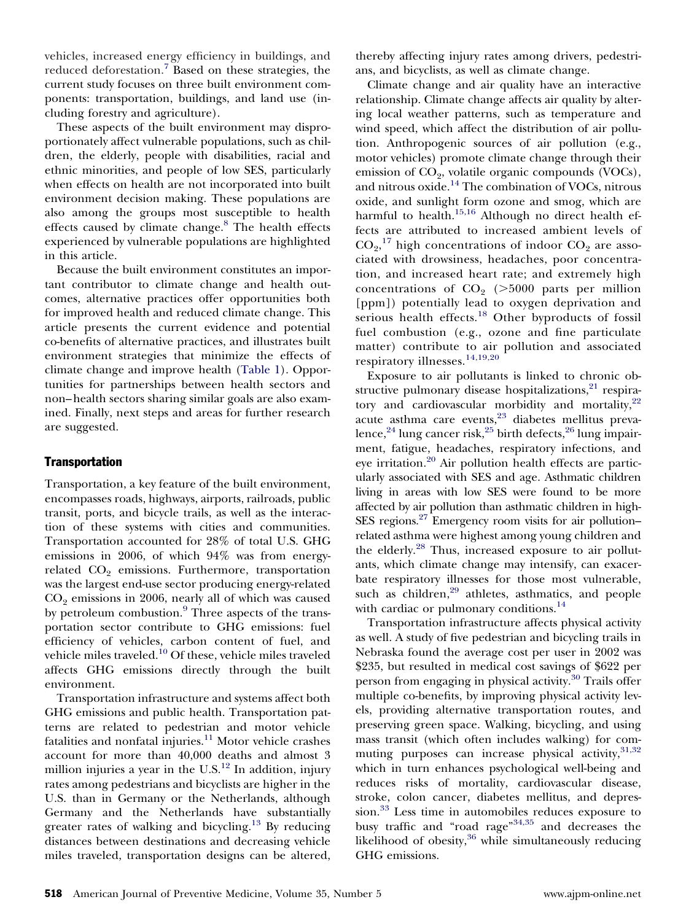vehicles, increased energy efficiency in buildings, and reduced deforestation.[7] Based on these strategies, the current study focuses on three built environment components: transportation, buildings, and land use (including forestry and agriculture).

These aspects of the built environment may disproportionately affect vulnerable populations, such as children, the elderly, people with disabilities, racial and ethnic minorities, and people of low SES, particularly when effects on health are not incorporated into built environment decision making. These populations are also among the groups most susceptible to health effects caused by climate change.[8] The health effects experienced by vulnerable populations are highlighted in this article.

Because the built environment constitutes an important contributor to climate change and health outcomes, alternative practices offer opportunities both for improved health and reduced climate change. This article presents the current evidence and potential co-benefits of alternative practices, and illustrates built environment strategies that minimize the effects of climate change and improve health (Table 1). Opportunities for partnerships between health sectors and non–health sectors sharing similar goals are also examined. Finally, next steps and areas for further research are suggested.

## Transportation

Transportation, a key feature of the built environment, encompasses roads, highways, airports, railroads, public transit, ports, and bicycle trails, as well as the interaction of these systems with cities and communities. Transportation accounted for 28% of total U.S. GHG emissions in 2006, of which 94% was from energy-related $CO_2$ emissions. Furthermore, transportation was the largest end-use sector producing energy-related $CO_2$ emissions in 2006, nearly all of which was caused by petroleum combustion.[9] Three aspects of the transportation sector contribute to GHG emissions: fuel efficiency of vehicles, carbon content of fuel, and vehicle miles traveled.[10] Of these, vehicle miles traveled affects GHG emissions directly through the built environment.

Transportation infrastructure and systems affect both GHG emissions and public health. Transportation patterns are related to pedestrian and motor vehicle fatalities and nonfatal injuries.[11] Motor vehicle crashes account for more than 40,000 deaths and almost 3 million injuries a year in the U.S.[12] In addition, injury rates among pedestrians and bicyclists are higher in the U.S. than in Germany or the Netherlands, although Germany and the Netherlands have substantially greater rates of walking and bicycling.[13] By reducing distances between destinations and decreasing vehicle miles traveled, transportation designs can be altered, thereby affecting injury rates among drivers, pedestrians, and bicyclists, as well as climate change.

Climate change and air quality have an interactive relationship. Climate change affects air quality by altering local weather patterns, such as temperature and wind speed, which affect the distribution of air pollution. Anthropogenic sources of air pollution (e.g., motor vehicles) promote climate change through their emission of $CO_2$, volatile organic compounds (VOCs), and nitrous oxide.[14] The combination of VOCs, nitrous oxide, and sunlight form ozone and smog, which are harmful to health.[15,16] Although no direct health effects are attributed to increased ambient levels of $CO_2$,[17] high concentrations of indoor $CO_2$ are associated with drowsiness, headaches, poor concentration, and increased heart rate; and extremely high concentrations of $CO_2$ (>5000 parts per million [ppm]) potentially lead to oxygen deprivation and serious health effects.[18] Other byproducts of fossil fuel combustion (e.g., ozone and fine particulate matter) contribute to air pollution and associated respiratory illnesses.[14,19,20]

Exposure to air pollutants is linked to chronic obstructive pulmonary disease hospitalizations,[21] respiratory and cardiovascular morbidity and mortality,[22] acute asthma care events,[23] diabetes mellitus prevalence,[24] lung cancer risk,[25] birth defects,[26] lung impairment, fatigue, headaches, respiratory infections, and eye irritation.[20] Air pollution health effects are particularly associated with SES and age. Asthmatic children living in areas with low SES were found to be more affected by air pollution than asthmatic children in high-SES regions.[27] Emergency room visits for air pollution–related asthma were highest among young children and the elderly.[28] Thus, increased exposure to air pollutants, which climate change may intensify, can exacerbate respiratory illnesses for those most vulnerable, such as children,[29] athletes, asthmatics, and people with cardiac or pulmonary conditions.[14]

Transportation infrastructure affects physical activity as well. A study of five pedestrian and bicycling trails in Nebraska found the average cost per user in 2002 was \$235, but resulted in medical cost savings of \$622 per person from engaging in physical activity.[30] Trails offer multiple co-benefits, by improving physical activity levels, providing alternative transportation routes, and preserving green space. Walking, bicycling, and using mass transit (which often includes walking) for commuting purposes can increase physical activity,[31,32] which in turn enhances psychological well-being and reduces risks of mortality, cardiovascular disease, stroke, colon cancer, diabetes mellitus, and depression.[33] Less time in automobiles reduces exposure to busy traffic and "road rage"[34,35] and decreases the likelihood of obesity,[36] while simultaneously reducing GHG emissions.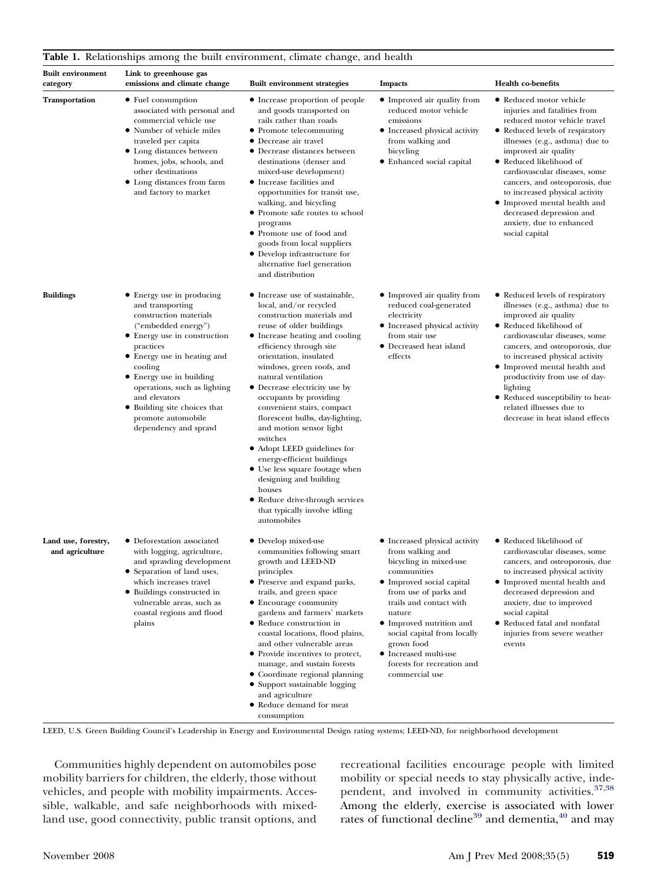**Table 1.** Relationships among the built environment, climate change, and health

| Built environment category | Link to greenhouse gas emissions and climate change | Built environment strategies | Impacts | Health co-benefits |
|---|---|---|---|---|
| **Transportation** | • Fuel consumption associated with personal and commercial vehicle use<br>• Number of vehicle miles traveled per capita<br>• Long distances between homes, jobs, schools, and other destinations<br>• Long distances from farm and factory to market | • Increase proportion of people and goods transported on rails rather than roads<br>• Promote telecommuting<br>• Decrease air travel<br>• Decrease distances between destinations (denser and mixed-use development)<br>• Increase facilities and opportunities for transit use, walking, and bicycling<br>• Promote safe routes to school programs<br>• Promote use of food and goods from local suppliers<br>• Develop infrastructure for alternative fuel generation and distribution | • Improved air quality from reduced motor vehicle emissions<br>• Increased physical activity from walking and bicycling<br>• Enhanced social capital | • Reduced motor vehicle injuries and fatalities from reduced motor vehicle travel<br>• Reduced levels of respiratory illnesses (e.g., asthma) due to improved air quality<br>• Reduced likelihood of cardiovascular diseases, some cancers, and osteoporosis, due to increased physical activity<br>• Improved mental health and decreased depression and anxiety, due to enhanced social capital |
| **Buildings** | • Energy use in producing and transporting construction materials ("embedded energy")<br>• Energy use in construction practices<br>• Energy use in heating and cooling<br>• Energy use in building operations, such as lighting and elevators<br>• Building site choices that promote automobile dependency and sprawl | • Increase use of sustainable, local, and/or recycled construction materials and reuse of older buildings<br>• Increase heating and cooling efficiency through site orientation, insulated windows, green roofs, and natural ventilation<br>• Decrease electricity use by occupants by providing convenient stairs, compact florescent bulbs, day-lighting, and motion sensor light switches<br>• Adopt LEED guidelines for energy-efficient buildings<br>• Use less square footage when designing and building houses<br>• Reduce drive-through services that typically involve idling automobiles | • Improved air quality from reduced coal-generated electricity<br>• Increased physical activity from stair use<br>• Decreased heat island effects | • Reduced levels of respiratory illnesses (e.g., asthma) due to improved air quality<br>• Reduced likelihood of cardiovascular diseases, some cancers, and osteoporosis, due to increased physical activity<br>• Improved mental health and productivity from use of day-lighting<br>• Reduced susceptibility to heat-related illnesses due to decrease in heat island effects |
| **Land use, forestry, and agriculture** | • Deforestation associated with logging, agriculture, and sprawling development<br>• Separation of land uses, which increases travel<br>• Buildings constructed in vulnerable areas, such as coastal regions and flood plains | • Develop mixed-use communities following smart growth and LEED-ND principles<br>• Preserve and expand parks, trails, and green space<br>• Encourage community gardens and farmers' markets<br>• Reduce construction in coastal locations, flood plains, and other vulnerable areas<br>• Provide incentives to protect, manage, and sustain forests<br>• Coordinate regional planning<br>• Support sustainable logging and agriculture<br>• Reduce demand for meat consumption | • Increased physical activity from walking and bicycling in mixed-use communities<br>• Improved social capital from use of parks and trails and contact with nature<br>• Improved nutrition and social capital from locally grown food<br>• Increased multi-use forests for recreation and commercial use | • Reduced likelihood of cardiovascular diseases, some cancers, and osteoporosis, due to increased physical activity<br>• Improved mental health and decreased depression and anxiety, due to improved social capital<br>• Reduced fatal and nonfatal injuries from severe weather events |

LEED, U.S. Green Building Council's Leadership in Energy and Environmental Design rating systems; LEED-ND, for neighborhood development

Communities highly dependent on automobiles pose mobility barriers for children, the elderly, those without vehicles, and people with mobility impairments. Accessible, walkable, and safe neighborhoods with mixed-land use, good connectivity, public transit options, and recreational facilities encourage people with limited mobility or special needs to stay physically active, independent, and involved in community activities.[37,38] Among the elderly, exercise is associated with lower rates of functional decline[39] and dementia,[40] and may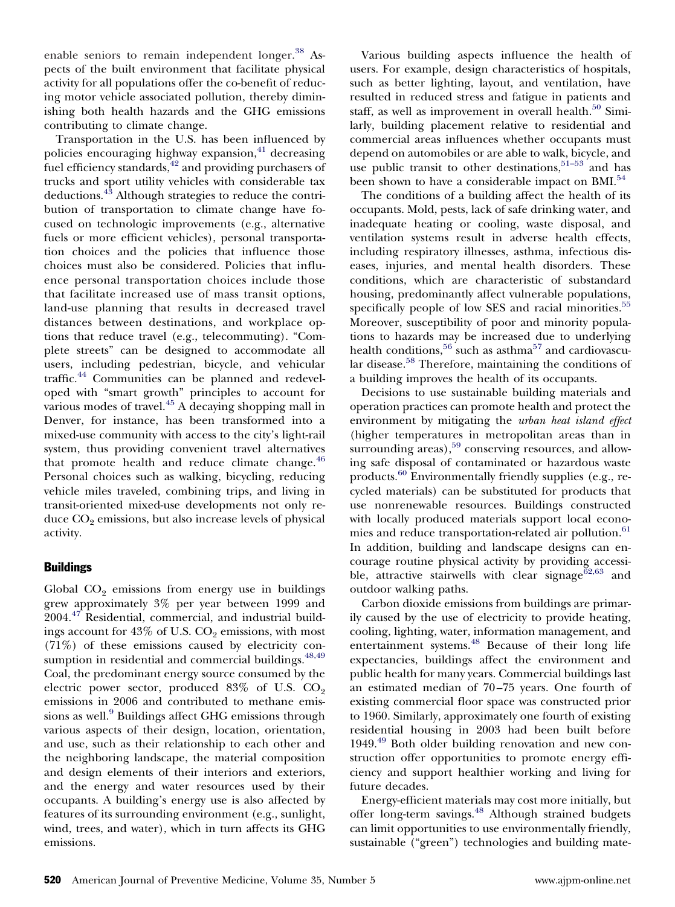enable seniors to remain independent longer.[38] Aspects of the built environment that facilitate physical activity for all populations offer the co-benefit of reducing motor vehicle associated pollution, thereby diminishing both health hazards and the GHG emissions contributing to climate change.

Transportation in the U.S. has been influenced by policies encouraging highway expansion,[41] decreasing fuel efficiency standards,[42] and providing purchasers of trucks and sport utility vehicles with considerable tax deductions.[43] Although strategies to reduce the contribution of transportation to climate change have focused on technologic improvements (e.g., alternative fuels or more efficient vehicles), personal transportation choices and the policies that influence those choices must also be considered. Policies that influence personal transportation choices include those that facilitate increased use of mass transit options, land-use planning that results in decreased travel distances between destinations, and workplace options that reduce travel (e.g., telecommuting). "Complete streets" can be designed to accommodate all users, including pedestrian, bicycle, and vehicular traffic.[44] Communities can be planned and redeveloped with "smart growth" principles to account for various modes of travel.[45] A decaying shopping mall in Denver, for instance, has been transformed into a mixed-use community with access to the city's light-rail system, thus providing convenient travel alternatives that promote health and reduce climate change.[46] Personal choices such as walking, bicycling, reducing vehicle miles traveled, combining trips, and living in transit-oriented mixed-use developments not only reduce $CO_2$ emissions, but also increase levels of physical activity.

## Buildings

Global $CO_2$ emissions from energy use in buildings grew approximately 3% per year between 1999 and 2004.[47] Residential, commercial, and industrial buildings account for 43% of U.S. $CO_2$ emissions, with most (71%) of these emissions caused by electricity consumption in residential and commercial buildings.[48,49] Coal, the predominant energy source consumed by the electric power sector, produced 83% of U.S. $CO_2$ emissions in 2006 and contributed to methane emissions as well.[9] Buildings affect GHG emissions through various aspects of their design, location, orientation, and use, such as their relationship to each other and the neighboring landscape, the material composition and design elements of their interiors and exteriors, and the energy and water resources used by their occupants. A building's energy use is also affected by features of its surrounding environment (e.g., sunlight, wind, trees, and water), which in turn affects its GHG emissions.

Various building aspects influence the health of users. For example, design characteristics of hospitals, such as better lighting, layout, and ventilation, have resulted in reduced stress and fatigue in patients and staff, as well as improvement in overall health.[50] Similarly, building placement relative to residential and commercial areas influences whether occupants must depend on automobiles or are able to walk, bicycle, and use public transit to other destinations,[51–53] and has been shown to have a considerable impact on BMI.[54]

The conditions of a building affect the health of its occupants. Mold, pests, lack of safe drinking water, and inadequate heating or cooling, waste disposal, and ventilation systems result in adverse health effects, including respiratory illnesses, asthma, infectious diseases, injuries, and mental health disorders. These conditions, which are characteristic of substandard housing, predominantly affect vulnerable populations, specifically people of low SES and racial minorities.[55] Moreover, susceptibility of poor and minority populations to hazards may be increased due to underlying health conditions,[56] such as asthma[57] and cardiovascular disease.[58] Therefore, maintaining the conditions of a building improves the health of its occupants.

Decisions to use sustainable building materials and operation practices can promote health and protect the environment by mitigating the *urban heat island effect* (higher temperatures in metropolitan areas than in surrounding areas),[59] conserving resources, and allowing safe disposal of contaminated or hazardous waste products.[60] Environmentally friendly supplies (e.g., recycled materials) can be substituted for products that use nonrenewable resources. Buildings constructed with locally produced materials support local economies and reduce transportation-related air pollution.[61] In addition, building and landscape designs can encourage routine physical activity by providing accessible, attractive stairwells with clear signage[62,63] and outdoor walking paths.

Carbon dioxide emissions from buildings are primarily caused by the use of electricity to provide heating, cooling, lighting, water, information management, and entertainment systems.[48] Because of their long life expectancies, buildings affect the environment and public health for many years. Commercial buildings last an estimated median of 70–75 years. One fourth of existing commercial floor space was constructed prior to 1960. Similarly, approximately one fourth of existing residential housing in 2003 had been built before 1949.[49] Both older building renovation and new construction offer opportunities to promote energy efficiency and support healthier working and living for future decades.

Energy-efficient materials may cost more initially, but offer long-term savings.[48] Although strained budgets can limit opportunities to use environmentally friendly, sustainable ("green") technologies and building mate-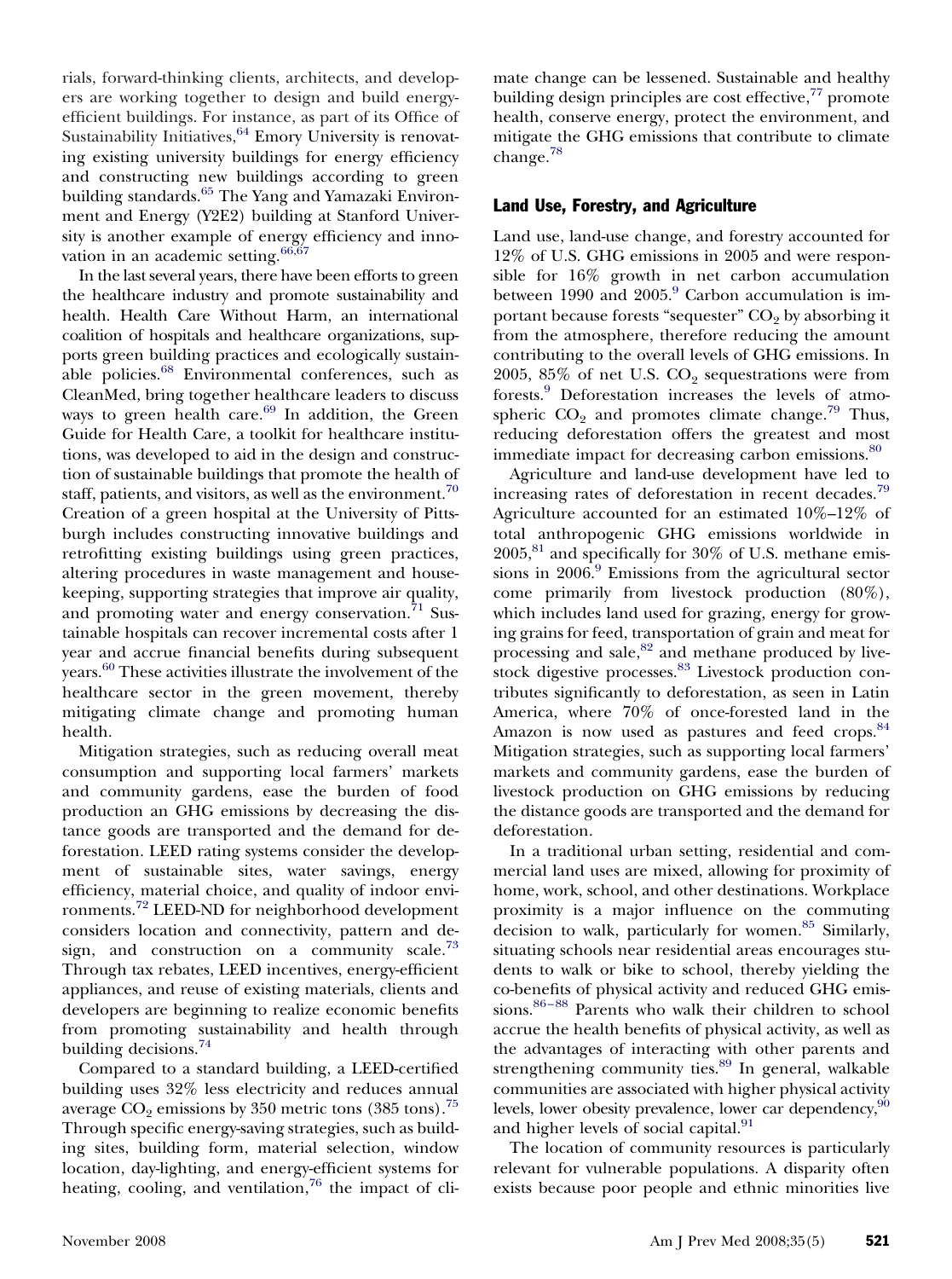rials, forward-thinking clients, architects, and developers are working together to design and build energy-efficient buildings. For instance, as part of its Office of Sustainability Initiatives,[64] Emory University is renovating existing university buildings for energy efficiency and constructing new buildings according to green building standards.[65] The Yang and Yamazaki Environment and Energy (Y2E2) building at Stanford University is another example of energy efficiency and innovation in an academic setting.[66,67]

In the last several years, there have been efforts to green the healthcare industry and promote sustainability and health. Health Care Without Harm, an international coalition of hospitals and healthcare organizations, supports green building practices and ecologically sustainable policies.[68] Environmental conferences, such as CleanMed, bring together healthcare leaders to discuss ways to green health care.[69] In addition, the Green Guide for Health Care, a toolkit for healthcare institutions, was developed to aid in the design and construction of sustainable buildings that promote the health of staff, patients, and visitors, as well as the environment.[70] Creation of a green hospital at the University of Pittsburgh includes constructing innovative buildings and retrofitting existing buildings using green practices, altering procedures in waste management and housekeeping, supporting strategies that improve air quality, and promoting water and energy conservation.[71] Sustainable hospitals can recover incremental costs after 1 year and accrue financial benefits during subsequent years.[60] These activities illustrate the involvement of the healthcare sector in the green movement, thereby mitigating climate change and promoting human health.

Mitigation strategies, such as reducing overall meat consumption and supporting local farmers' markets and community gardens, ease the burden of food production an GHG emissions by decreasing the distance goods are transported and the demand for deforestation. LEED rating systems consider the development of sustainable sites, water savings, energy efficiency, material choice, and quality of indoor environments.[72] LEED-ND for neighborhood development considers location and connectivity, pattern and design, and construction on a community scale.[73] Through tax rebates, LEED incentives, energy-efficient appliances, and reuse of existing materials, clients and developers are beginning to realize economic benefits from promoting sustainability and health through building decisions.[74]

Compared to a standard building, a LEED-certified building uses 32% less electricity and reduces annual average $CO_2$ emissions by 350 metric tons (385 tons).[75] Through specific energy-saving strategies, such as building sites, building form, material selection, window location, day-lighting, and energy-efficient systems for heating, cooling, and ventilation,[76] the impact of climate change can be lessened. Sustainable and healthy building design principles are cost effective,[77] promote health, conserve energy, protect the environment, and mitigate the GHG emissions that contribute to climate change.[78]

## Land Use, Forestry, and Agriculture

Land use, land-use change, and forestry accounted for 12% of U.S. GHG emissions in 2005 and were responsible for 16% growth in net carbon accumulation between 1990 and 2005.[9] Carbon accumulation is important because forests "sequester" $CO_2$ by absorbing it from the atmosphere, therefore reducing the amount contributing to the overall levels of GHG emissions. In 2005, 85% of net U.S. $CO_2$ sequestrations were from forests.[9] Deforestation increases the levels of atmospheric $CO_2$ and promotes climate change.[79] Thus, reducing deforestation offers the greatest and most immediate impact for decreasing carbon emissions.[80]

Agriculture and land-use development have led to increasing rates of deforestation in recent decades.[79] Agriculture accounted for an estimated 10%–12% of total anthropogenic GHG emissions worldwide in 2005,[81] and specifically for 30% of U.S. methane emissions in 2006.[9] Emissions from the agricultural sector come primarily from livestock production (80%), which includes land used for grazing, energy for growing grains for feed, transportation of grain and meat for processing and sale,[82] and methane produced by livestock digestive processes.[83] Livestock production contributes significantly to deforestation, as seen in Latin America, where 70% of once-forested land in the Amazon is now used as pastures and feed crops.[84] Mitigation strategies, such as supporting local farmers' markets and community gardens, ease the burden of livestock production on GHG emissions by reducing the distance goods are transported and the demand for deforestation.

In a traditional urban setting, residential and commercial land uses are mixed, allowing for proximity of home, work, school, and other destinations. Workplace proximity is a major influence on the commuting decision to walk, particularly for women.[85] Similarly, situating schools near residential areas encourages students to walk or bike to school, thereby yielding the co-benefits of physical activity and reduced GHG emissions.[86–88] Parents who walk their children to school accrue the health benefits of physical activity, as well as the advantages of interacting with other parents and strengthening community ties.[89] In general, walkable communities are associated with higher physical activity levels, lower obesity prevalence, lower car dependency,[90] and higher levels of social capital.[91]

The location of community resources is particularly relevant for vulnerable populations. A disparity often exists because poor people and ethnic minorities live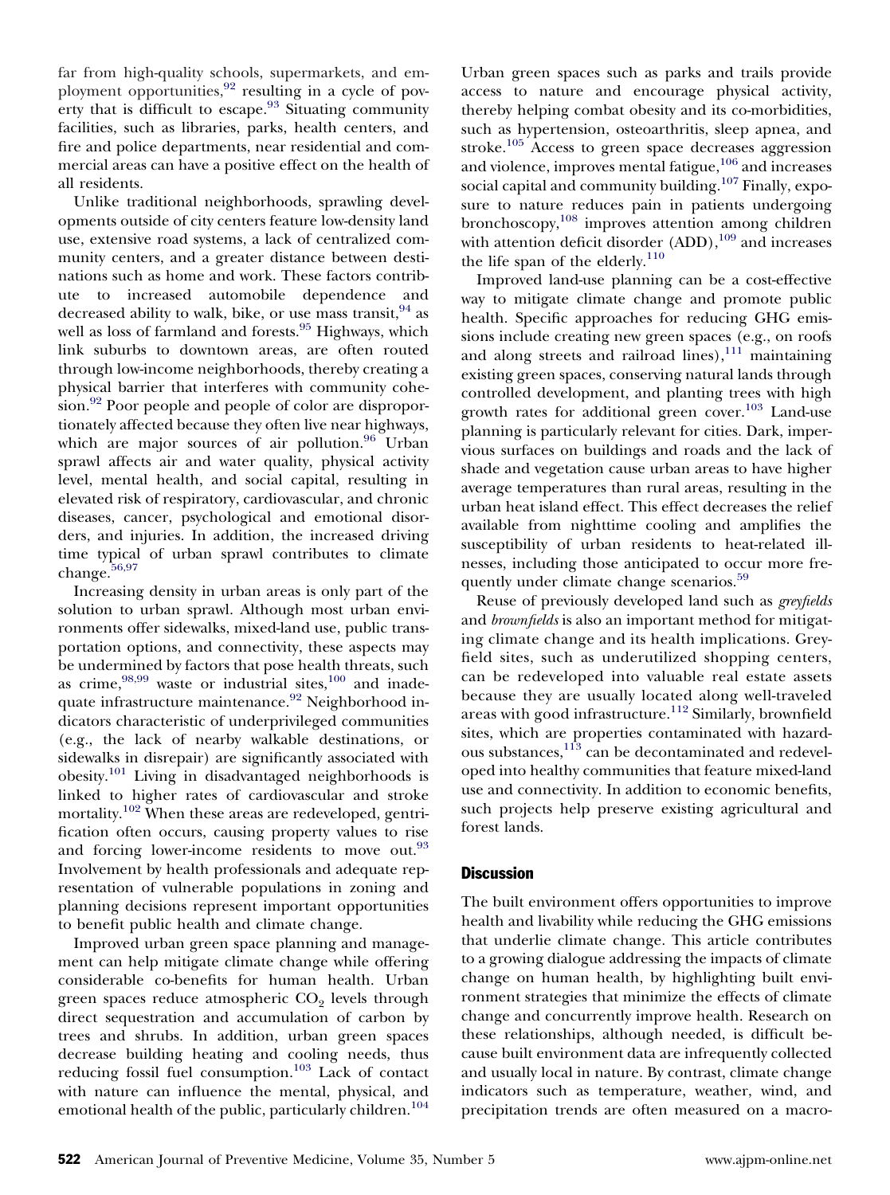far from high-quality schools, supermarkets, and employment opportunities,[92] resulting in a cycle of poverty that is difficult to escape.[93] Situating community facilities, such as libraries, parks, health centers, and fire and police departments, near residential and commercial areas can have a positive effect on the health of all residents.

Unlike traditional neighborhoods, sprawling developments outside of city centers feature low-density land use, extensive road systems, a lack of centralized community centers, and a greater distance between destinations such as home and work. These factors contribute to increased automobile dependence and decreased ability to walk, bike, or use mass transit,[94] as well as loss of farmland and forests.[95] Highways, which link suburbs to downtown areas, are often routed through low-income neighborhoods, thereby creating a physical barrier that interferes with community cohesion.[92] Poor people and people of color are disproportionately affected because they often live near highways, which are major sources of air pollution.[96] Urban sprawl affects air and water quality, physical activity level, mental health, and social capital, resulting in elevated risk of respiratory, cardiovascular, and chronic diseases, cancer, psychological and emotional disorders, and injuries. In addition, the increased driving time typical of urban sprawl contributes to climate change.[56,97]

Increasing density in urban areas is only part of the solution to urban sprawl. Although most urban environments offer sidewalks, mixed-land use, public transportation options, and connectivity, these aspects may be undermined by factors that pose health threats, such as crime,[98,99] waste or industrial sites,[100] and inadequate infrastructure maintenance.[92] Neighborhood indicators characteristic of underprivileged communities (e.g., the lack of nearby walkable destinations, or sidewalks in disrepair) are significantly associated with obesity.[101] Living in disadvantaged neighborhoods is linked to higher rates of cardiovascular and stroke mortality.[102] When these areas are redeveloped, gentrification often occurs, causing property values to rise and forcing lower-income residents to move out.[93] Involvement by health professionals and adequate representation of vulnerable populations in zoning and planning decisions represent important opportunities to benefit public health and climate change.

Improved urban green space planning and management can help mitigate climate change while offering considerable co-benefits for human health. Urban green spaces reduce atmospheric $CO_2$ levels through direct sequestration and accumulation of carbon by trees and shrubs. In addition, urban green spaces decrease building heating and cooling needs, thus reducing fossil fuel consumption.[103] Lack of contact with nature can influence the mental, physical, and emotional health of the public, particularly children.[104] Urban green spaces such as parks and trails provide access to nature and encourage physical activity, thereby helping combat obesity and its co-morbidities, such as hypertension, osteoarthritis, sleep apnea, and stroke.[105] Access to green space decreases aggression and violence, improves mental fatigue,[106] and increases social capital and community building.[107] Finally, exposure to nature reduces pain in patients undergoing bronchoscopy,[108] improves attention among children with attention deficit disorder (ADD),[109] and increases the life span of the elderly.[110]

Improved land-use planning can be a cost-effective way to mitigate climate change and promote public health. Specific approaches for reducing GHG emissions include creating new green spaces (e.g., on roofs and along streets and railroad lines),[111] maintaining existing green spaces, conserving natural lands through controlled development, and planting trees with high growth rates for additional green cover.[103] Land-use planning is particularly relevant for cities. Dark, impervious surfaces on buildings and roads and the lack of shade and vegetation cause urban areas to have higher average temperatures than rural areas, resulting in the urban heat island effect. This effect decreases the relief available from nighttime cooling and amplifies the susceptibility of urban residents to heat-related illnesses, including those anticipated to occur more frequently under climate change scenarios.[59]

Reuse of previously developed land such as *greyfields* and *brownfields* is also an important method for mitigating climate change and its health implications. Greyfield sites, such as underutilized shopping centers, can be redeveloped into valuable real estate assets because they are usually located along well-traveled areas with good infrastructure.[112] Similarly, brownfield sites, which are properties contaminated with hazardous substances,[113] can be decontaminated and redeveloped into healthy communities that feature mixed-land use and connectivity. In addition to economic benefits, such projects help preserve existing agricultural and forest lands.

## Discussion

The built environment offers opportunities to improve health and livability while reducing the GHG emissions that underlie climate change. This article contributes to a growing dialogue addressing the impacts of climate change on human health, by highlighting built environment strategies that minimize the effects of climate change and concurrently improve health. Research on these relationships, although needed, is difficult because built environment data are infrequently collected and usually local in nature. By contrast, climate change indicators such as temperature, weather, wind, and precipitation trends are often measured on a macro-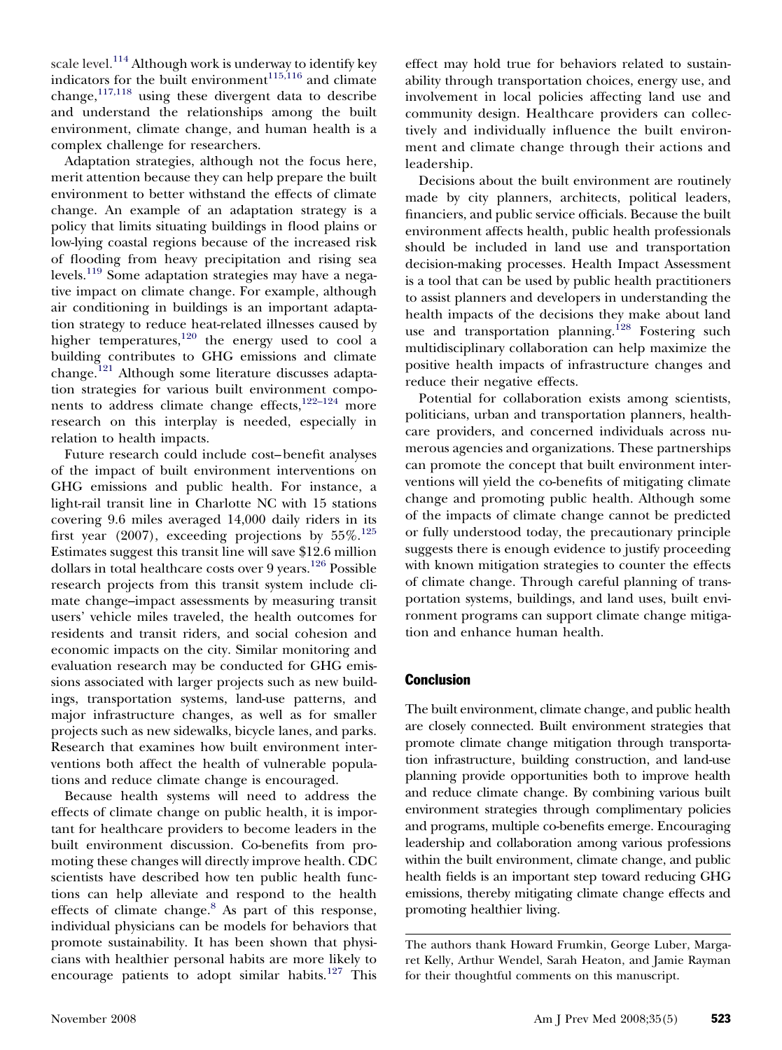scale level.[114] Although work is underway to identify key indicators for the built environment[115,116] and climate change,[117,118] using these divergent data to describe and understand the relationships among the built environment, climate change, and human health is a complex challenge for researchers.

Adaptation strategies, although not the focus here, merit attention because they can help prepare the built environment to better withstand the effects of climate change. An example of an adaptation strategy is a policy that limits situating buildings in flood plains or low-lying coastal regions because of the increased risk of flooding from heavy precipitation and rising sea levels.[119] Some adaptation strategies may have a negative impact on climate change. For example, although air conditioning in buildings is an important adaptation strategy to reduce heat-related illnesses caused by higher temperatures,[120] the energy used to cool a building contributes to GHG emissions and climate change.[121] Although some literature discusses adaptation strategies for various built environment components to address climate change effects,[122–124] more research on this interplay is needed, especially in relation to health impacts.

Future research could include cost–benefit analyses of the impact of built environment interventions on GHG emissions and public health. For instance, a light-rail transit line in Charlotte NC with 15 stations covering 9.6 miles averaged 14,000 daily riders in its first year (2007), exceeding projections by 55%.[125] Estimates suggest this transit line will save $12.6 million dollars in total healthcare costs over 9 years.[126] Possible research projects from this transit system include climate change–impact assessments by measuring transit users' vehicle miles traveled, the health outcomes for residents and transit riders, and social cohesion and economic impacts on the city. Similar monitoring and evaluation research may be conducted for GHG emissions associated with larger projects such as new buildings, transportation systems, land-use patterns, and major infrastructure changes, as well as for smaller projects such as new sidewalks, bicycle lanes, and parks. Research that examines how built environment interventions both affect the health of vulnerable populations and reduce climate change is encouraged.

Because health systems will need to address the effects of climate change on public health, it is important for healthcare providers to become leaders in the built environment discussion. Co-benefits from promoting these changes will directly improve health. CDC scientists have described how ten public health functions can help alleviate and respond to the health effects of climate change.[8] As part of this response, individual physicians can be models for behaviors that promote sustainability. It has been shown that physicians with healthier personal habits are more likely to encourage patients to adopt similar habits.[127] This effect may hold true for behaviors related to sustainability through transportation choices, energy use, and involvement in local policies affecting land use and community design. Healthcare providers can collectively and individually influence the built environment and climate change through their actions and leadership.

Decisions about the built environment are routinely made by city planners, architects, political leaders, financiers, and public service officials. Because the built environment affects health, public health professionals should be included in land use and transportation decision-making processes. Health Impact Assessment is a tool that can be used by public health practitioners to assist planners and developers in understanding the health impacts of the decisions they make about land use and transportation planning.[128] Fostering such multidisciplinary collaboration can help maximize the positive health impacts of infrastructure changes and reduce their negative effects.

Potential for collaboration exists among scientists, politicians, urban and transportation planners, healthcare providers, and concerned individuals across numerous agencies and organizations. These partnerships can promote the concept that built environment interventions will yield the co-benefits of mitigating climate change and promoting public health. Although some of the impacts of climate change cannot be predicted or fully understood today, the precautionary principle suggests there is enough evidence to justify proceeding with known mitigation strategies to counter the effects of climate change. Through careful planning of transportation systems, buildings, and land uses, built environment programs can support climate change mitigation and enhance human health.

## Conclusion

The built environment, climate change, and public health are closely connected. Built environment strategies that promote climate change mitigation through transportation infrastructure, building construction, and land-use planning provide opportunities both to improve health and reduce climate change. By combining various built environment strategies through complimentary policies and programs, multiple co-benefits emerge. Encouraging leadership and collaboration among various professions within the built environment, climate change, and public health fields is an important step toward reducing GHG emissions, thereby mitigating climate change effects and promoting healthier living.

The authors thank Howard Frumkin, George Luber, Margaret Kelly, Arthur Wendel, Sarah Heaton, and Jamie Rayman for their thoughtful comments on this manuscript.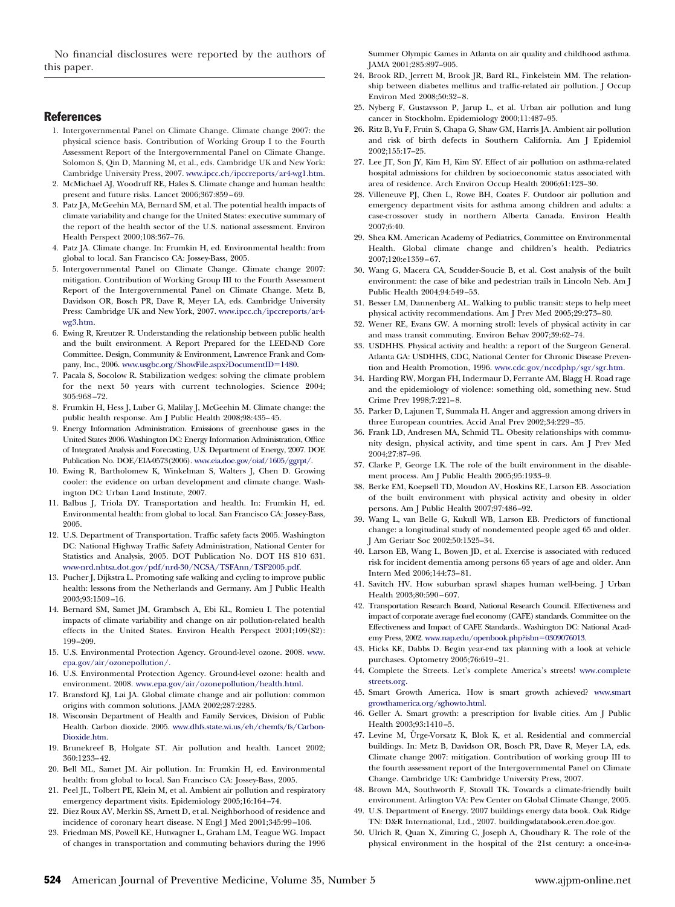No financial disclosures were reported by the authors of this paper.

## References

1. Intergovernmental Panel on Climate Change. Climate change 2007: the physical science basis. Contribution of Working Group I to the Fourth Assessment Report of the Intergovernmental Panel on Climate Change. Solomon S, Qin D, Manning M, et al., eds. Cambridge UK and New York: Cambridge University Press, 2007. www.ipcc.ch/ipccreports/ar4-wg1.htm.
2. McMichael AJ, Woodruff RE, Hales S. Climate change and human health: present and future risks. Lancet 2006;367:859–69.
3. Patz JA, McGeehin MA, Bernard SM, et al. The potential health impacts of climate variability and change for the United States: executive summary of the report of the health sector of the U.S. national assessment. Environ Health Perspect 2000;108:367–76.
4. Patz JA. Climate change. In: Frumkin H, ed. Environmental health: from global to local. San Francisco CA: Jossey-Bass, 2005.
5. Intergovernmental Panel on Climate Change. Climate change 2007: mitigation. Contribution of Working Group III to the Fourth Assessment Report of the Intergovernmental Panel on Climate Change. Metz B, Davidson OR, Bosch PR, Dave R, Meyer LA, eds. Cambridge University Press: Cambridge UK and New York, 2007. www.ipcc.ch/ipccreports/ar4-wg3.htm.
6. Ewing R, Kreutzer R. Understanding the relationship between public health and the built environment. A Report Prepared for the LEED-ND Core Committee. Design, Community & Environment, Lawrence Frank and Company, Inc., 2006. www.usgbc.org/ShowFile.aspx?DocumentID=1480.
7. Pacala S, Socolow R. Stabilization wedges: solving the climate problem for the next 50 years with current technologies. Science 2004; 305:968–72.
8. Frumkin H, Hess J, Luber G, Malilay J, McGeehin M. Climate change: the public health response. Am J Public Health 2008;98:435–45.
9. Energy Information Administration. Emissions of greenhouse gases in the United States 2006. Washington DC: Energy Information Administration, Office of Integrated Analysis and Forecasting, U.S. Department of Energy, 2007. DOE Publication No. DOE/EIA-0573(2006). www.eia.doe.gov/oiaf/1605/ggrpt/.
10. Ewing R, Bartholomew K, Winkelman S, Walters J, Chen D. Growing cooler: the evidence on urban development and climate change. Washington DC: Urban Land Institute, 2007.
11. Balbus J, Triola DY. Transportation and health. In: Frumkin H, ed. Environmental health: from global to local. San Francisco CA: Jossey-Bass, 2005.
12. U.S. Department of Transportation. Traffic safety facts 2005. Washington DC: National Highway Traffic Safety Administration, National Center for Statistics and Analysis, 2005. DOT Publication No. DOT HS 810 631. www-nrd.nhtsa.dot.gov/pdf/nrd-30/NCSA/TSFAnn/TSF2005.pdf.
13. Pucher J, Dijkstra L. Promoting safe walking and cycling to improve public health: lessons from the Netherlands and Germany. Am J Public Health 2003;93:1509–16.
14. Bernard SM, Samet JM, Grambsch A, Ebi KL, Romieu I. The potential impacts of climate variability and change on air pollution-related health effects in the United States. Environ Health Perspect 2001;109(S2): 199–209.
15. U.S. Environmental Protection Agency. Ground-level ozone. 2008. www.epa.gov/air/ozonepollution/.
16. U.S. Environmental Protection Agency. Ground-level ozone: health and environment. 2008. www.epa.gov/air/ozonepollution/health.html.
17. Bransford KJ, Lai JA. Global climate change and air pollution: common origins with common solutions. JAMA 2002;287:2285.
18. Wisconsin Department of Health and Family Services, Division of Public Health. Carbon dioxide. 2005. www.dhfs.state.wi.us/eh/chemfs/fs/CarbonDioxide.htm.
19. Brunekreef B, Holgate ST. Air pollution and health. Lancet 2002; 360:1233–42.
20. Bell ML, Samet JM. Air pollution. In: Frumkin H, ed. Environmental health: from global to local. San Francisco CA: Jossey-Bass, 2005.
21. Peel JL, Tolbert PE, Klein M, et al. Ambient air pollution and respiratory emergency department visits. Epidemiology 2005;16:164–74.
22. Diez Roux AV, Merkin SS, Arnett D, et al. Neighborhood of residence and incidence of coronary heart disease. N Engl J Med 2001;345:99–106.
23. Friedman MS, Powell KE, Hutwagner L, Graham LM, Teague WG. Impact of changes in transportation and commuting behaviors during the 1996 Summer Olympic Games in Atlanta on air quality and childhood asthma. JAMA 2001;285:897–905.
24. Brook RD, Jerrett M, Brook JR, Bard RL, Finkelstein MM. The relationship between diabetes mellitus and traffic-related air pollution. J Occup Environ Med 2008;50:32–8.
25. Nyberg F, Gustavsson P, Jarup L, et al. Urban air pollution and lung cancer in Stockholm. Epidemiology 2000;11:487–95.
26. Ritz B, Yu F, Fruin S, Chapa G, Shaw GM, Harris JA. Ambient air pollution and risk of birth defects in Southern California. Am J Epidemiol 2002;155:17–25.
27. Lee JT, Son JY, Kim H, Kim SY. Effect of air pollution on asthma-related hospital admissions for children by socioeconomic status associated with area of residence. Arch Environ Occup Health 2006;61:123–30.
28. Villeneuve PJ, Chen L, Rowe BH, Coates F. Outdoor air pollution and emergency department visits for asthma among children and adults: a case-crossover study in northern Alberta Canada. Environ Health 2007;6:40.
29. Shea KM. American Academy of Pediatrics, Committee on Environmental Health. Global climate change and children's health. Pediatrics 2007;120:e1359–67.
30. Wang G, Macera CA, Scudder-Soucie B, et al. Cost analysis of the built environment: the case of bike and pedestrian trails in Lincoln Neb. Am J Public Health 2004;94:549–53.
31. Besser LM, Dannenberg AL. Walking to public transit: steps to help meet physical activity recommendations. Am J Prev Med 2005;29:273–80.
32. Wener RE, Evans GW. A morning stroll: levels of physical activity in car and mass transit commuting. Environ Behav 2007;39:62–74.
33. USDHHS. Physical activity and health: a report of the Surgeon General. Atlanta GA: USDHHS, CDC, National Center for Chronic Disease Prevention and Health Promotion, 1996. www.cdc.gov/nccdphp/sgr/sgr.htm.
34. Harding RW, Morgan FH, Indermaur D, Ferrante AM, Blagg H. Road rage and the epidemiology of violence: something old, something new. Stud Crime Prev 1998;7:221–8.
35. Parker D, Lajunen T, Summala H. Anger and aggression among drivers in three European countries. Accid Anal Prev 2002;34:229–35.
36. Frank LD, Andresen MA, Schmid TL. Obesity relationships with community design, physical activity, and time spent in cars. Am J Prev Med 2004;27:87–96.
37. Clarke P, George LK. The role of the built environment in the disablement process. Am J Public Health 2005;95:1933–9.
38. Berke EM, Koepsell TD, Moudon AV, Hoskins RE, Larson EB. Association of the built environment with physical activity and obesity in older persons. Am J Public Health 2007;97:486–92.
39. Wang L, van Belle G, Kukull WB, Larson EB. Predictors of functional change: a longitudinal study of nondemented people aged 65 and older. J Am Geriatr Soc 2002;50:1525–34.
40. Larson EB, Wang L, Bowen JD, et al. Exercise is associated with reduced risk for incident dementia among persons 65 years of age and older. Ann Intern Med 2006;144:73–81.
41. Savitch HV. How suburban sprawl shapes human well-being. J Urban Health 2003;80:590–607.
42. Transportation Research Board, National Research Council. Effectiveness and impact of corporate average fuel economy (CAFE) standards. Committee on the Effectiveness and Impact of CAFE Standards.. Washington DC: National Academy Press, 2002. www.nap.edu/openbook.php?isbn=0309076013.
43. Hicks KE, Dabbs D. Begin year-end tax planning with a look at vehicle purchases. Optometry 2005;76:619–21.
44. Complete the Streets. Let's complete America's streets! www.completestreets.org.
45. Smart Growth America. How is smart growth achieved? www.smartgrowthamerica.org/sghowto.html.
46. Geller A. Smart growth: a prescription for livable cities. Am J Public Health 2003;93:1410–5.
47. Levine M, Ürge-Vorsatz K, Blok K, et al. Residential and commercial buildings. In: Metz B, Davidson OR, Bosch PR, Dave R, Meyer LA, eds. Climate change 2007: mitigation. Contribution of working group III to the fourth assessment report of the Intergovernmental Panel on Climate Change. Cambridge UK: Cambridge University Press, 2007.
48. Brown MA, Southworth F, Stovall TK. Towards a climate-friendly built environment. Arlington VA: Pew Center on Global Climate Change, 2005.
49. U.S. Department of Energy. 2007 buildings energy data book. Oak Ridge TN: D&R International, Ltd., 2007. buildingsdatabook.eren.doe.gov.
50. Ulrich R, Quan X, Zimring C, Joseph A, Choudhary R. The role of the physical environment in the hospital of the 21st century: a once-in-a-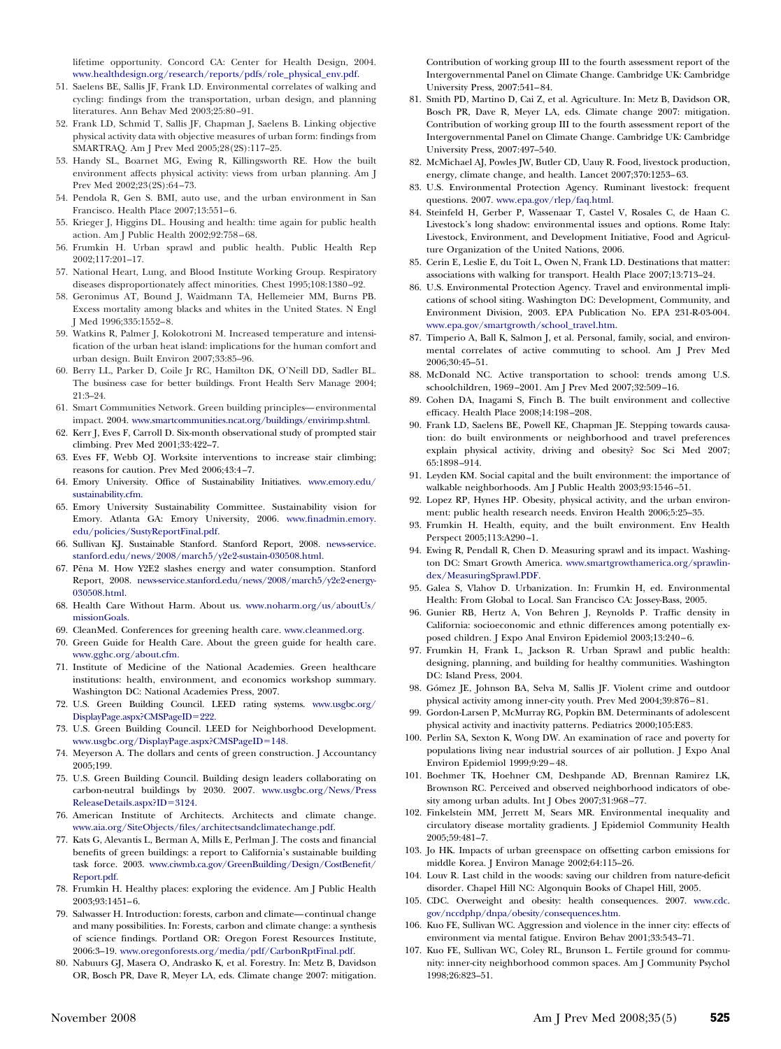lifetime opportunity. Concord CA: Center for Health Design, 2004. www.healthdesign.org/research/reports/pdfs/role_physical_env.pdf.

51. Saelens BE, Sallis JF, Frank LD. Environmental correlates of walking and cycling: findings from the transportation, urban design, and planning literatures. Ann Behav Med 2003;25:80–91.
52. Frank LD, Schmid T, Sallis JF, Chapman J, Saelens B. Linking objective physical activity data with objective measures of urban form: findings from SMARTRAQ. Am J Prev Med 2005;28(2S):117–25.
53. Handy SL, Boarnet MG, Ewing R, Killingsworth RE. How the built environment affects physical activity: views from urban planning. Am J Prev Med 2002;23(2S):64–73.
54. Pendola R, Gen S. BMI, auto use, and the urban environment in San Francisco. Health Place 2007;13:551–6.
55. Krieger J, Higgins DL. Housing and health: time again for public health action. Am J Public Health 2002;92:758–68.
56. Frumkin H. Urban sprawl and public health. Public Health Rep 2002;117:201–17.
57. National Heart, Lung, and Blood Institute Working Group. Respiratory diseases disproportionately affect minorities. Chest 1995;108:1380–92.
58. Geronimus AT, Bound J, Waidmann TA, Hellemeier MM, Burns PB. Excess mortality among blacks and whites in the United States. N Engl J Med 1996;335:1552–8.
59. Watkins R, Palmer J, Kolokotroni M. Increased temperature and intensification of the urban heat island: implications for the human comfort and urban design. Built Environ 2007;33:85–96.
60. Berry LL, Parker D, Coile Jr RC, Hamilton DK, O'Neill DD, Sadler BL. The business case for better buildings. Front Health Serv Manage 2004;21:3–24.
61. Smart Communities Network. Green building principles—environmental impact. 2004. www.smartcommunities.ncat.org/buildings/envirimp.shtml.
62. Kerr J, Eves F, Carroll D. Six-month observational study of prompted stair climbing. Prev Med 2001;33:422–7.
63. Eves FF, Webb OJ. Worksite interventions to increase stair climbing; reasons for caution. Prev Med 2006;43:4–7.
64. Emory University. Office of Sustainability Initiatives. www.emory.edu/sustainability.cfm.
65. Emory University Sustainability Committee. Sustainability vision for Emory. Atlanta GA: Emory University, 2006. www.finadmin.emory.edu/policies/SustyReportFinal.pdf.
66. Sullivan KJ. Sustainable Stanford. Stanford Report, 2008. news-service.stanford.edu/news/2008/march5/y2e2-sustain-030508.html.
67. Pēna M. How Y2E2 slashes energy and water consumption. Stanford Report, 2008. news-service.stanford.edu/news/2008/march5/y2e2-energy-030508.html.
68. Health Care Without Harm. About us. www.noharm.org/us/aboutUs/missionGoals.
69. CleanMed. Conferences for greening health care. www.cleanmed.org.
70. Green Guide for Health Care. About the green guide for health care. www.gghc.org/about.cfm.
71. Institute of Medicine of the National Academies. Green healthcare institutions: health, environment, and economics workshop summary. Washington DC: National Academies Press, 2007.
72. U.S. Green Building Council. LEED rating systems. www.usgbc.org/DisplayPage.aspx?CMSPageID=222.
73. U.S. Green Building Council. LEED for Neighborhood Development. www.usgbc.org/DisplayPage.aspx?CMSPageID=148.
74. Meyerson A. The dollars and cents of green construction. J Accountancy 2005;199.
75. U.S. Green Building Council. Building design leaders collaborating on carbon-neutral buildings by 2030. 2007. www.usgbc.org/News/PressReleaseDetails.aspx?ID=3124.
76. American Institute of Architects. Architects and climate change. www.aia.org/SiteObjects/files/architectsandclimatechange.pdf.
77. Kats G, Alevantis L, Berman A, Mills E, Perlman J. The costs and financial benefits of green buildings: a report to California's sustainable building task force. 2003. www.ciwmb.ca.gov/GreenBuilding/Design/CostBenefit/Report.pdf.
78. Frumkin H. Healthy places: exploring the evidence. Am J Public Health 2003;93:1451–6.
79. Salwasser H. Introduction: forests, carbon and climate—continual change and many possibilities. In: Forests, carbon and climate change: a synthesis of science findings. Portland OR: Oregon Forest Resources Institute, 2006:3–19. www.oregonforests.org/media/pdf/CarbonRptFinal.pdf.
80. Nabuurs GJ, Masera O, Andrasko K, et al. Forestry. In: Metz B, Davidson OR, Bosch PR, Dave R, Meyer LA, eds. Climate change 2007: mitigation. Contribution of working group III to the fourth assessment report of the Intergovernmental Panel on Climate Change. Cambridge UK: Cambridge University Press, 2007:541–84.
81. Smith PD, Martino D, Cai Z, et al. Agriculture. In: Metz B, Davidson OR, Bosch PR, Dave R, Meyer LA, eds. Climate change 2007: mitigation. Contribution of working group III to the fourth assessment report of the Intergovernmental Panel on Climate Change. Cambridge UK: Cambridge University Press, 2007:497–540.
82. McMichael AJ, Powles JW, Butler CD, Uauy R. Food, livestock production, energy, climate change, and health. Lancet 2007;370:1253–63.
83. U.S. Environmental Protection Agency. Ruminant livestock: frequent questions. 2007. www.epa.gov/rlep/faq.html.
84. Steinfeld H, Gerber P, Wassenaar T, Castel V, Rosales C, de Haan C. Livestock's long shadow: environmental issues and options. Rome Italy: Livestock, Environment, and Development Initiative, Food and Agriculture Organization of the United Nations, 2006.
85. Cerin E, Leslie E, du Toit L, Owen N, Frank LD. Destinations that matter: associations with walking for transport. Health Place 2007;13:713–24.
86. U.S. Environmental Protection Agency. Travel and environmental implications of school siting. Washington DC: Development, Community, and Environment Division, 2003. EPA Publication No. EPA 231-R-03-004. www.epa.gov/smartgrowth/school_travel.htm.
87. Timperio A, Ball K, Salmon J, et al. Personal, family, social, and environmental correlates of active commuting to school. Am J Prev Med 2006;30:45–51.
88. McDonald NC. Active transportation to school: trends among U.S. schoolchildren, 1969–2001. Am J Prev Med 2007;32:509–16.
89. Cohen DA, Inagami S, Finch B. The built environment and collective efficacy. Health Place 2008;14:198–208.
90. Frank LD, Saelens BE, Powell KE, Chapman JE. Stepping towards causation: do built environments or neighborhood and travel preferences explain physical activity, driving and obesity? Soc Sci Med 2007;65:1898–914.
91. Leyden KM. Social capital and the built environment: the importance of walkable neighborhoods. Am J Public Health 2003;93:1546–51.
92. Lopez RP, Hynes HP. Obesity, physical activity, and the urban environment: public health research needs. Environ Health 2006;5:25–35.
93. Frumkin H. Health, equity, and the built environment. Env Health Perspect 2005;113:A290–1.
94. Ewing R, Pendall R, Chen D. Measuring sprawl and its impact. Washington DC: Smart Growth America. www.smartgrowthamerica.org/sprawlindex/MeasuringSprawl.PDF.
95. Galea S, Vlahov D. Urbanization. In: Frumkin H, ed. Environmental Health: From Global to Local. San Francisco CA: Jossey-Bass, 2005.
96. Gunier RB, Hertz A, Von Behren J, Reynolds P. Traffic density in California: socioeconomic and ethnic differences among potentially exposed children. J Expo Anal Environ Epidemiol 2003;13:240–6.
97. Frumkin H, Frank L, Jackson R. Urban Sprawl and public health: designing, planning, and building for healthy communities. Washington DC: Island Press, 2004.
98. Gómez JE, Johnson BA, Selva M, Sallis JF. Violent crime and outdoor physical activity among inner-city youth. Prev Med 2004;39:876–81.
99. Gordon-Larsen P, McMurray RG, Popkin BM. Determinants of adolescent physical activity and inactivity patterns. Pediatrics 2000;105:E83.
100. Perlin SA, Sexton K, Wong DW. An examination of race and poverty for populations living near industrial sources of air pollution. J Expo Anal Environ Epidemiol 1999;9:29–48.
101. Boehmer TK, Hoehner CM, Deshpande AD, Brennan Ramirez LK, Brownson RC. Perceived and observed neighborhood indicators of obesity among urban adults. Int J Obes 2007;31:968–77.
102. Finkelstein MM, Jerrett M, Sears MR. Environmental inequality and circulatory disease mortality gradients. J Epidemiol Community Health 2005;59:481–7.
103. Jo HK. Impacts of urban greenspace on offsetting carbon emissions for middle Korea. J Environ Manage 2002;64:115–26.
104. Louv R. Last child in the woods: saving our children from nature-deficit disorder. Chapel Hill NC: Algonquin Books of Chapel Hill, 2005.
105. CDC. Overweight and obesity: health consequences. 2007. www.cdc.gov/nccdphp/dnpa/obesity/consequences.htm.
106. Kuo FE, Sullivan WC. Aggression and violence in the inner city: effects of environment via mental fatigue. Environ Behav 2001;33:543–71.
107. Kuo FE, Sullivan WC, Coley RL, Brunson L. Fertile ground for community: inner-city neighborhood common spaces. Am J Community Psychol 1998;26:823–51.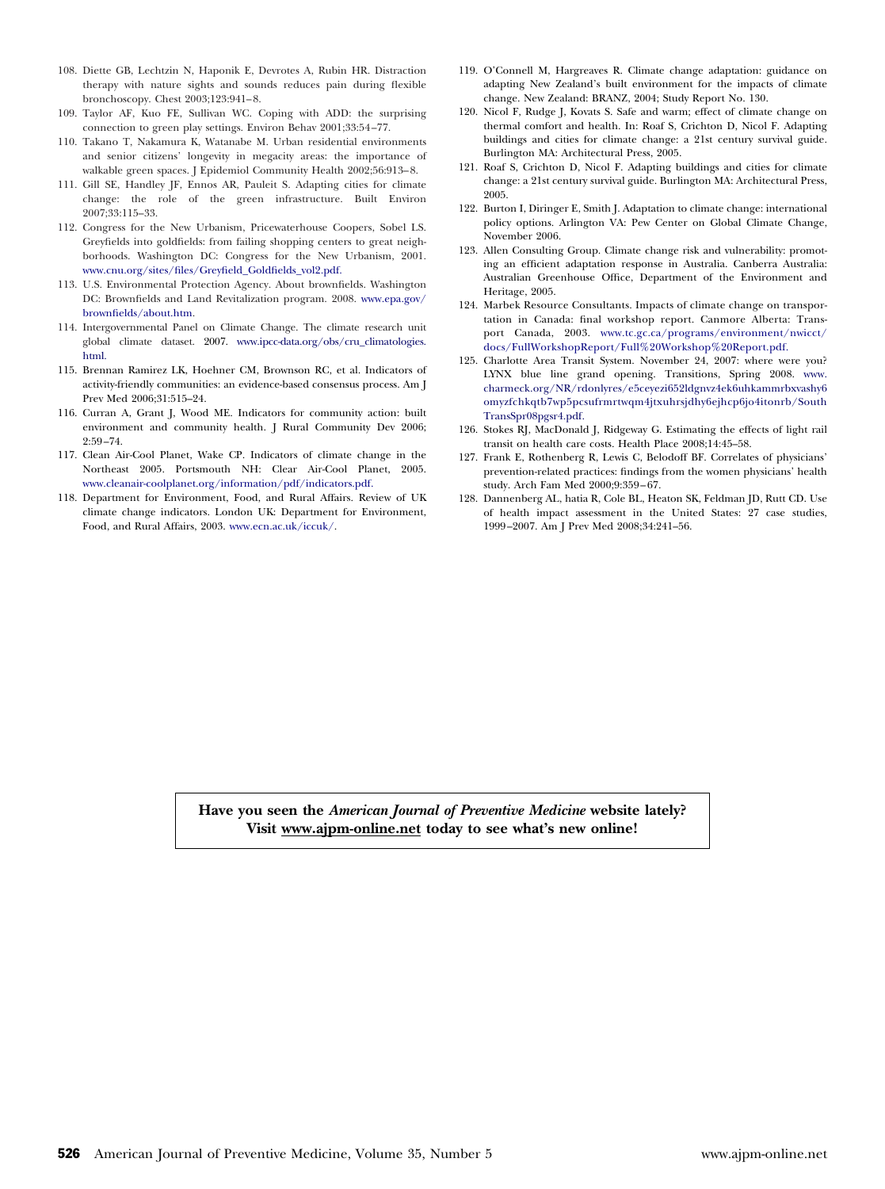108. Diette GB, Lechtzin N, Haponik E, Devrotes A, Rubin HR. Distraction therapy with nature sights and sounds reduces pain during flexible bronchoscopy. Chest 2003;123:941–8.
109. Taylor AF, Kuo FE, Sullivan WC. Coping with ADD: the surprising connection to green play settings. Environ Behav 2001;33:54–77.
110. Takano T, Nakamura K, Watanabe M. Urban residential environments and senior citizens' longevity in megacity areas: the importance of walkable green spaces. J Epidemiol Community Health 2002;56:913–8.
111. Gill SE, Handley JF, Ennos AR, Pauleit S. Adapting cities for climate change: the role of the green infrastructure. Built Environ 2007;33:115–33.
112. Congress for the New Urbanism, Pricewaterhouse Coopers, Sobel LS. Greyfields into goldfields: from failing shopping centers to great neighborhoods. Washington DC: Congress for the New Urbanism, 2001. www.cnu.org/sites/files/Greyfield_Goldfields_vol2.pdf.
113. U.S. Environmental Protection Agency. About brownfields. Washington DC: Brownfields and Land Revitalization program. 2008. www.epa.gov/brownfields/about.htm.
114. Intergovernmental Panel on Climate Change. The climate research unit global climate dataset. 2007. www.ipcc-data.org/obs/cru_climatologies.html.
115. Brennan Ramirez LK, Hoehner CM, Brownson RC, et al. Indicators of activity-friendly communities: an evidence-based consensus process. Am J Prev Med 2006;31:515–24.
116. Curran A, Grant J, Wood ME. Indicators for community action: built environment and community health. J Rural Community Dev 2006; 2:59–74.
117. Clean Air-Cool Planet, Wake CP. Indicators of climate change in the Northeast 2005. Portsmouth NH: Clear Air-Cool Planet, 2005. www.cleanair-coolplanet.org/information/pdf/indicators.pdf.
118. Department for Environment, Food, and Rural Affairs. Review of UK climate change indicators. London UK: Department for Environment, Food, and Rural Affairs, 2003. www.ecn.ac.uk/iccuk/.
119. O'Connell M, Hargreaves R. Climate change adaptation: guidance on adapting New Zealand's built environment for the impacts of climate change. New Zealand: BRANZ, 2004; Study Report No. 130.
120. Nicol F, Rudge J, Kovats S. Safe and warm; effect of climate change on thermal comfort and health. In: Roaf S, Crichton D, Nicol F. Adapting buildings and cities for climate change: a 21st century survival guide. Burlington MA: Architectural Press, 2005.
121. Roaf S, Crichton D, Nicol F. Adapting buildings and cities for climate change: a 21st century survival guide. Burlington MA: Architectural Press, 2005.
122. Burton I, Diringer E, Smith J. Adaptation to climate change: international policy options. Arlington VA: Pew Center on Global Climate Change, November 2006.
123. Allen Consulting Group. Climate change risk and vulnerability: promoting an efficient adaptation response in Australia. Canberra Australia: Australian Greenhouse Office, Department of the Environment and Heritage, 2005.
124. Marbek Resource Consultants. Impacts of climate change on transportation in Canada: final workshop report. Canmore Alberta: Transport Canada, 2003. www.tc.gc.ca/programs/environment/nwicct/docs/FullWorkshopReport/Full%20Workshop%20Report.pdf.
125. Charlotte Area Transit System. November 24, 2007: where were you? LYNX blue line grand opening. Transitions, Spring 2008. www.charmeck.org/NR/rdonlyres/e5ceyezi652ldgnvz4ek6uhkammrbxvashy6omyzfchkqtb7wp5pcsufrmrtwqm4jtxuhrsjdhy6ejhcp6jo4itonrb/SouthTransSpr08pgsr4.pdf.
126. Stokes RJ, MacDonald J, Ridgeway G. Estimating the effects of light rail transit on health care costs. Health Place 2008;14:45–58.
127. Frank E, Rothenberg R, Lewis C, Belodoff BF. Correlates of physicians' prevention-related practices: findings from the women physicians' health study. Arch Fam Med 2000;9:359–67.
128. Dannenberg AL, hatia R, Cole BL, Heaton SK, Feldman JD, Rutt CD. Use of health impact assessment in the United States: 27 case studies, 1999–2007. Am J Prev Med 2008;34:241–56.

**Have you seen the *American Journal of Preventive Medicine* website lately? Visit www.ajpm-online.net today to see what's new online!**